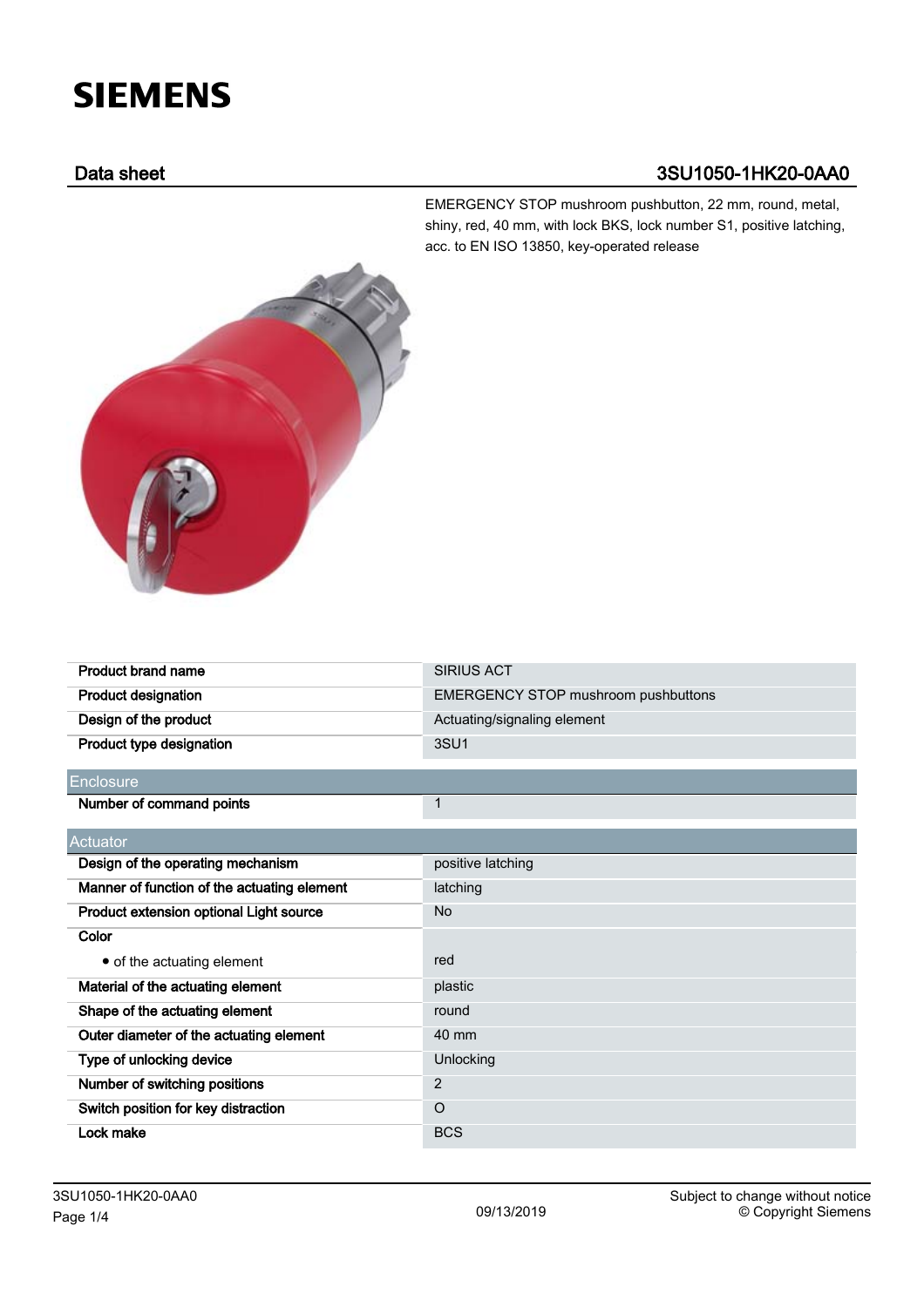# SIEMENS

## Data sheet 3SU1050-1HK20-0AA0

EMERGENCY STOP mushroom pushbutton, 22 mm, round, metal, shiny, red, 40 mm, with lock BKS, lock number S1, positive latching, acc. to EN ISO 13850, key-operated release

| | |
|---|---|
| **Product brand name** | SIRIUS ACT |
| **Product designation** | EMERGENCY STOP mushroom pushbuttons |
| **Design of the product** | Actuating/signaling element |
| **Product type designation** | 3SU1 |

| Enclosure | |
|---|---|
| **Number of command points** | 1 |

| Actuator | |
|---|---|
| **Design of the operating mechanism** | positive latching |
| **Manner of function of the actuating element** | latching |
| **Product extension optional Light source** | No |
| **Color** | |
| • of the actuating element | red |
| **Material of the actuating element** | plastic |
| **Shape of the actuating element** | round |
| **Outer diameter of the actuating element** | 40 mm |
| **Type of unlocking device** | Unlocking |
| **Number of switching positions** | 2 |
| **Switch position for key distraction** | O |
| **Lock make** | BCS |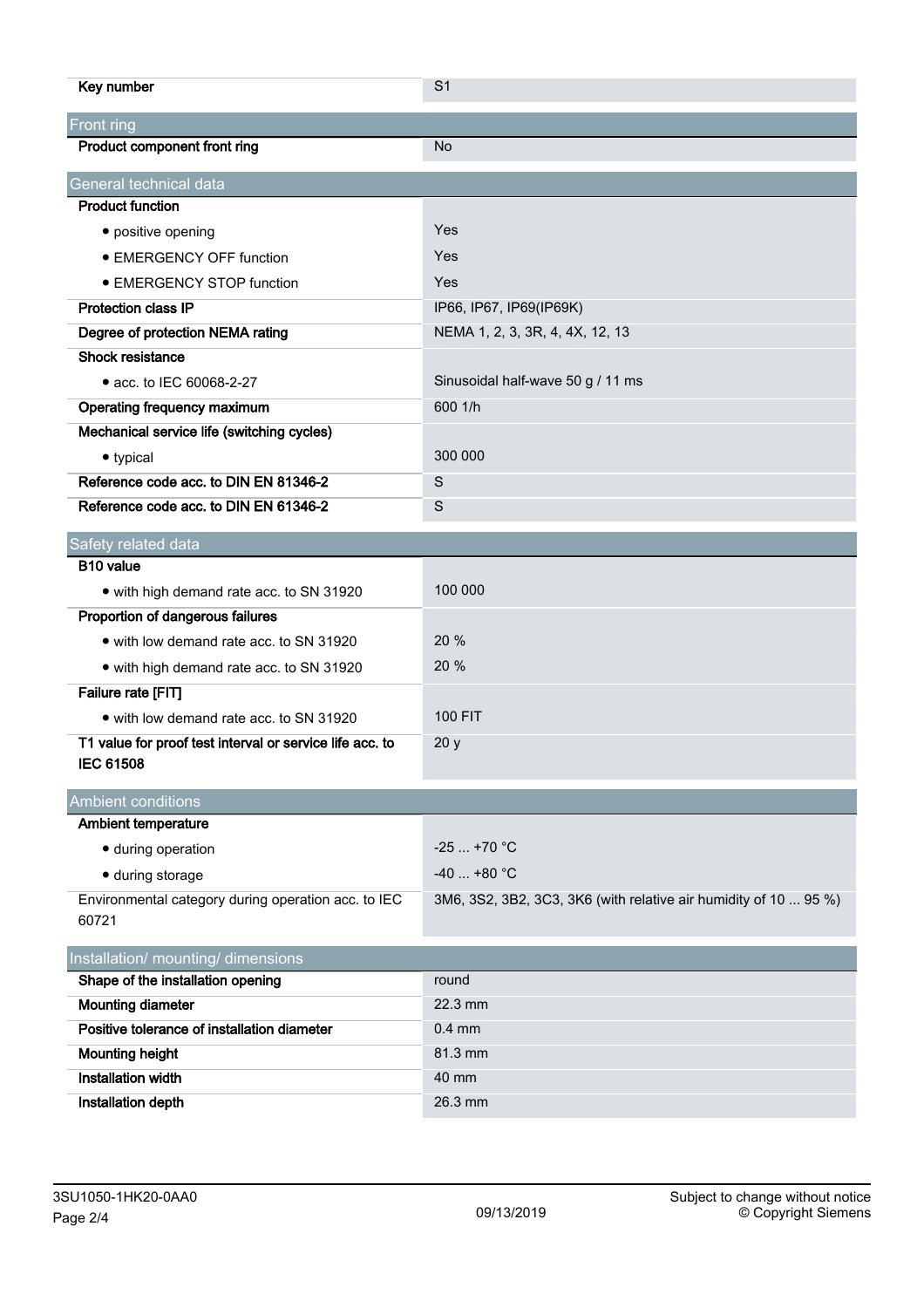| | |
|---|---|
| **Key number** | S1 |

## Front ring

| | |
|---|---|
| **Product component front ring** | No |

## General technical data

| | |
|---|---|
| **Product function** | |
| • positive opening | Yes |
| • EMERGENCY OFF function | Yes |
| • EMERGENCY STOP function | Yes |
| **Protection class IP** | IP66, IP67, IP69(IP69K) |
| **Degree of protection NEMA rating** | NEMA 1, 2, 3, 3R, 4, 4X, 12, 13 |
| **Shock resistance** | |
| • acc. to IEC 60068-2-27 | Sinusoidal half-wave 50 g / 11 ms |
| **Operating frequency maximum** | 600 1/h |
| **Mechanical service life (switching cycles)** | |
| • typical | 300 000 |
| **Reference code acc. to DIN EN 81346-2** | S |
| **Reference code acc. to DIN EN 61346-2** | S |

## Safety related data

| | |
|---|---|
| **B10 value** | |
| • with high demand rate acc. to SN 31920 | 100 000 |
| **Proportion of dangerous failures** | |
| • with low demand rate acc. to SN 31920 | 20 % |
| • with high demand rate acc. to SN 31920 | 20 % |
| **Failure rate [FIT]** | |
| • with low demand rate acc. to SN 31920 | 100 FIT |
| **T1 value for proof test interval or service life acc. to IEC 61508** | 20 y |

## Ambient conditions

| | |
|---|---|
| **Ambient temperature** | |
| • during operation | -25 ... +70 °C |
| • during storage | -40 ... +80 °C |
| Environmental category during operation acc. to IEC 60721 | 3M6, 3S2, 3B2, 3C3, 3K6 (with relative air humidity of 10 ... 95 %) |

## Installation/ mounting/ dimensions

| | |
|---|---|
| **Shape of the installation opening** | round |
| **Mounting diameter** | 22.3 mm |
| **Positive tolerance of installation diameter** | 0.4 mm |
| **Mounting height** | 81.3 mm |
| **Installation width** | 40 mm |
| **Installation depth** | 26.3 mm |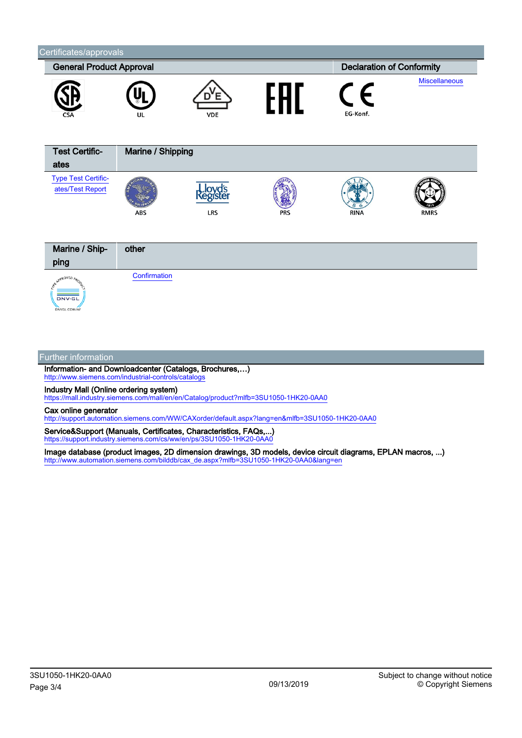## Certificates/approvals

| General Product Approval | | | | Declaration of Conformity | |
|---|---|---|---|---|---|
| CSA | UL | VDE | | EG-Konf. | Miscellaneous |

| Test Certificates | Marine / Shipping | | | | |
|---|---|---|---|---|---|
| Type Test Certificates/Test Report | ABS | LRS | PRS | RINA | RMRS |

| Marine / Shipping | other |
|---|---|
| DNV-GL | Confirmation |

## Further information

**Information- and Downloadcenter (Catalogs, Brochures,…)**
http://www.siemens.com/industrial-controls/catalogs

**Industry Mall (Online ordering system)**
https://mall.industry.siemens.com/mall/en/en/Catalog/product?mlfb=3SU1050-1HK20-0AA0

**Cax online generator**
http://support.automation.siemens.com/WW/CAXorder/default.aspx?lang=en&mlfb=3SU1050-1HK20-0AA0

**Service&Support (Manuals, Certificates, Characteristics, FAQs,...)**
https://support.industry.siemens.com/cs/ww/en/ps/3SU1050-1HK20-0AA0

**Image database (product images, 2D dimension drawings, 3D models, device circuit diagrams, EPLAN macros, ...)**
http://www.automation.siemens.com/bilddb/cax_de.aspx?mlfb=3SU1050-1HK20-0AA0&lang=en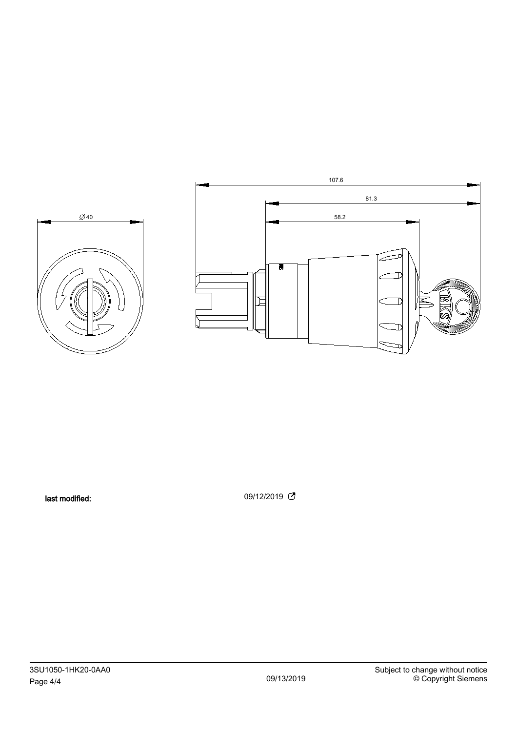Ø40

107.6

81.3

58.2

**last modified:** 09/12/2019